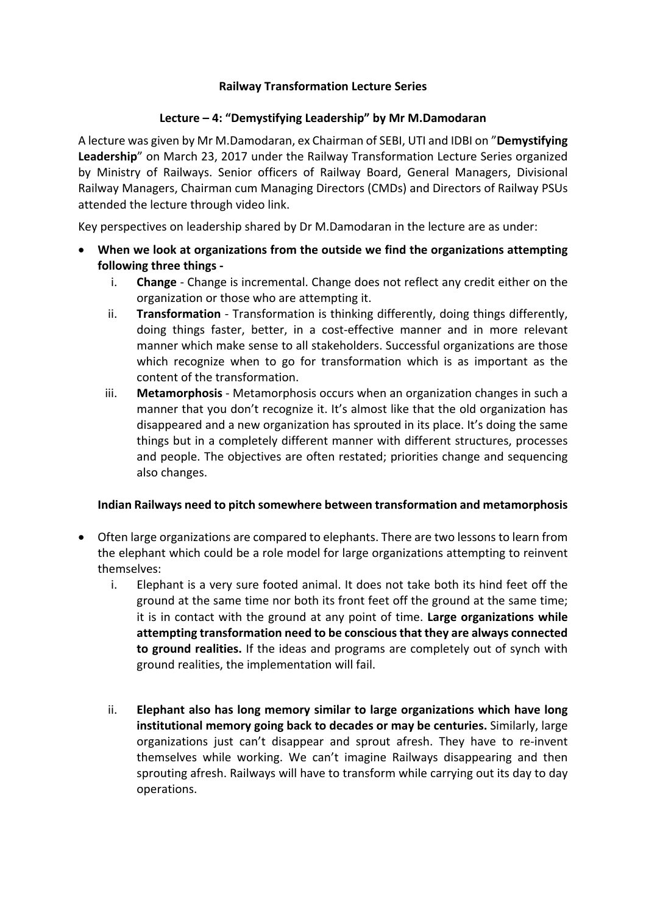**Railway Transformation Lecture Series**

**Lecture – 4: "Demystifying Leadership" by Mr M.Damodaran**

A lecture was given by Mr M.Damodaran, ex Chairman of SEBI, UTI and IDBI on "**Demystifying Leadership**" on March 23, 2017 under the Railway Transformation Lecture Series organized by Ministry of Railways. Senior officers of Railway Board, General Managers, Divisional Railway Managers, Chairman cum Managing Directors (CMDs) and Directors of Railway PSUs attended the lecture through video link.

Key perspectives on leadership shared by Dr M.Damodaran in the lecture are as under:

- **When we look at organizations from the outside we find the organizations attempting following three things -**
  1. **Change** - Change is incremental. Change does not reflect any credit either on the organization or those who are attempting it.
  2. **Transformation** - Transformation is thinking differently, doing things differently, doing things faster, better, in a cost-effective manner and in more relevant manner which make sense to all stakeholders. Successful organizations are those which recognize when to go for transformation which is as important as the content of the transformation.
  3. **Metamorphosis** - Metamorphosis occurs when an organization changes in such a manner that you don't recognize it. It's almost like that the old organization has disappeared and a new organization has sprouted in its place. It's doing the same things but in a completely different manner with different structures, processes and people. The objectives are often restated; priorities change and sequencing also changes.

  **Indian Railways need to pitch somewhere between transformation and metamorphosis**

- Often large organizations are compared to elephants. There are two lessons to learn from the elephant which could be a role model for large organizations attempting to reinvent themselves:
  1. Elephant is a very sure footed animal. It does not take both its hind feet off the ground at the same time nor both its front feet off the ground at the same time; it is in contact with the ground at any point of time. **Large organizations while attempting transformation need to be conscious that they are always connected to ground realities.** If the ideas and programs are completely out of synch with ground realities, the implementation will fail.
  2. **Elephant also has long memory similar to large organizations which have long institutional memory going back to decades or may be centuries.** Similarly, large organizations just can't disappear and sprout afresh. They have to re-invent themselves while working. We can't imagine Railways disappearing and then sprouting afresh. Railways will have to transform while carrying out its day to day operations.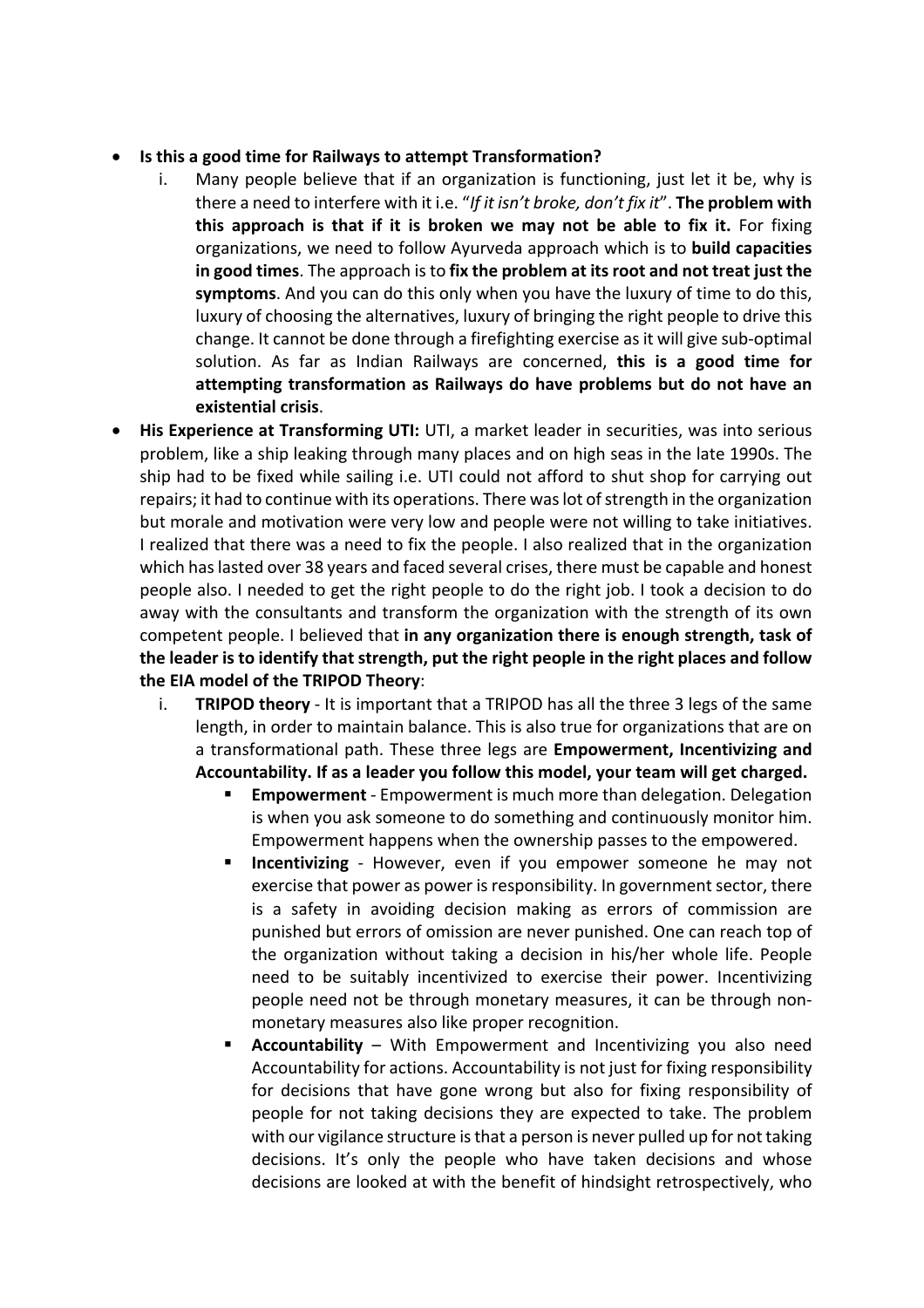- **Is this a good time for Railways to attempt Transformation?**
    i. Many people believe that if an organization is functioning, just let it be, why is there a need to interfere with it i.e. "*If it isn't broke, don't fix it*". **The problem with this approach is that if it is broken we may not be able to fix it.** For fixing organizations, we need to follow Ayurveda approach which is to **build capacities in good times**. The approach is to **fix the problem at its root and not treat just the symptoms**. And you can do this only when you have the luxury of time to do this, luxury of choosing the alternatives, luxury of bringing the right people to drive this change. It cannot be done through a firefighting exercise as it will give sub-optimal solution. As far as Indian Railways are concerned, **this is a good time for attempting transformation as Railways do have problems but do not have an existential crisis**.
- **His Experience at Transforming UTI:** UTI, a market leader in securities, was into serious problem, like a ship leaking through many places and on high seas in the late 1990s. The ship had to be fixed while sailing i.e. UTI could not afford to shut shop for carrying out repairs; it had to continue with its operations. There was lot of strength in the organization but morale and motivation were very low and people were not willing to take initiatives. I realized that there was a need to fix the people. I also realized that in the organization which has lasted over 38 years and faced several crises, there must be capable and honest people also. I needed to get the right people to do the right job. I took a decision to do away with the consultants and transform the organization with the strength of its own competent people. I believed that **in any organization there is enough strength, task of the leader is to identify that strength, put the right people in the right places and follow the EIA model of the TRIPOD Theory**:
    i. **TRIPOD theory** - It is important that a TRIPOD has all the three 3 legs of the same length, in order to maintain balance. This is also true for organizations that are on a transformational path. These three legs are **Empowerment, Incentivizing and Accountability. If as a leader you follow this model, your team will get charged.**
        - **Empowerment** - Empowerment is much more than delegation. Delegation is when you ask someone to do something and continuously monitor him. Empowerment happens when the ownership passes to the empowered.
        - **Incentivizing** - However, even if you empower someone he may not exercise that power as power is responsibility. In government sector, there is a safety in avoiding decision making as errors of commission are punished but errors of omission are never punished. One can reach top of the organization without taking a decision in his/her whole life. People need to be suitably incentivized to exercise their power. Incentivizing people need not be through monetary measures, it can be through non-monetary measures also like proper recognition.
        - **Accountability** – With Empowerment and Incentivizing you also need Accountability for actions. Accountability is not just for fixing responsibility for decisions that have gone wrong but also for fixing responsibility of people for not taking decisions they are expected to take. The problem with our vigilance structure is that a person is never pulled up for not taking decisions. It's only the people who have taken decisions and whose decisions are looked at with the benefit of hindsight retrospectively, who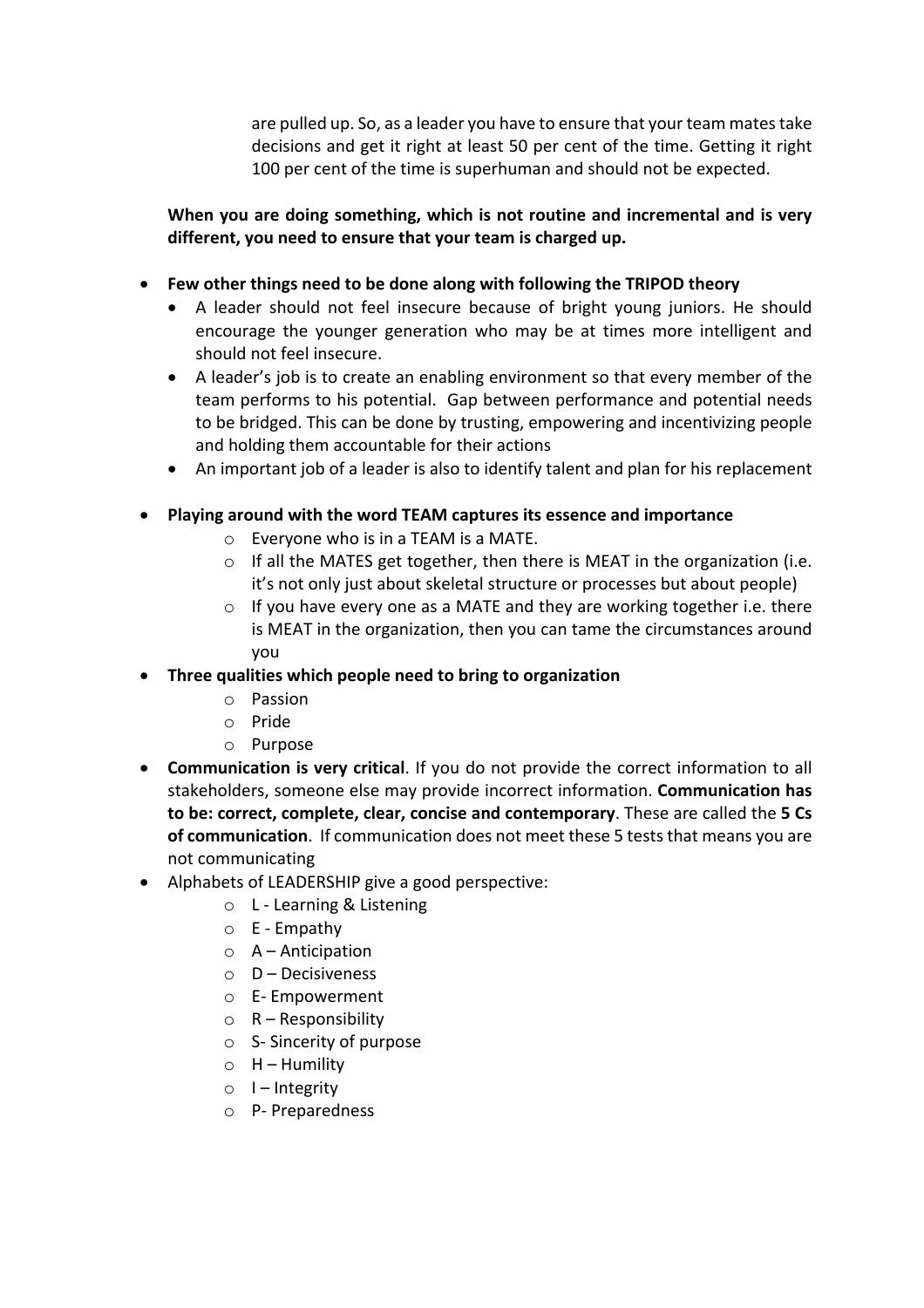are pulled up. So, as a leader you have to ensure that your team mates take decisions and get it right at least 50 per cent of the time. Getting it right 100 per cent of the time is superhuman and should not be expected.

**When you are doing something, which is not routine and incremental and is very different, you need to ensure that your team is charged up.**

- **Few other things need to be done along with following the TRIPOD theory**
  - A leader should not feel insecure because of bright young juniors. He should encourage the younger generation who may be at times more intelligent and should not feel insecure.
  - A leader's job is to create an enabling environment so that every member of the team performs to his potential. Gap between performance and potential needs to be bridged. This can be done by trusting, empowering and incentivizing people and holding them accountable for their actions
  - An important job of a leader is also to identify talent and plan for his replacement

- **Playing around with the word TEAM captures its essence and importance**
  - Everyone who is in a TEAM is a MATE.
  - If all the MATES get together, then there is MEAT in the organization (i.e. it's not only just about skeletal structure or processes but about people)
  - If you have every one as a MATE and they are working together i.e. there is MEAT in the organization, then you can tame the circumstances around you
- **Three qualities which people need to bring to organization**
  - Passion
  - Pride
  - Purpose
- **Communication is very critical**. If you do not provide the correct information to all stakeholders, someone else may provide incorrect information. **Communication has to be: correct, complete, clear, concise and contemporary**. These are called the **5 Cs of communication**. If communication does not meet these 5 tests that means you are not communicating
- Alphabets of LEADERSHIP give a good perspective:
  - L - Learning & Listening
  - E - Empathy
  - A – Anticipation
  - D – Decisiveness
  - E- Empowerment
  - R – Responsibility
  - S- Sincerity of purpose
  - H – Humility
  - I – Integrity
  - P- Preparedness